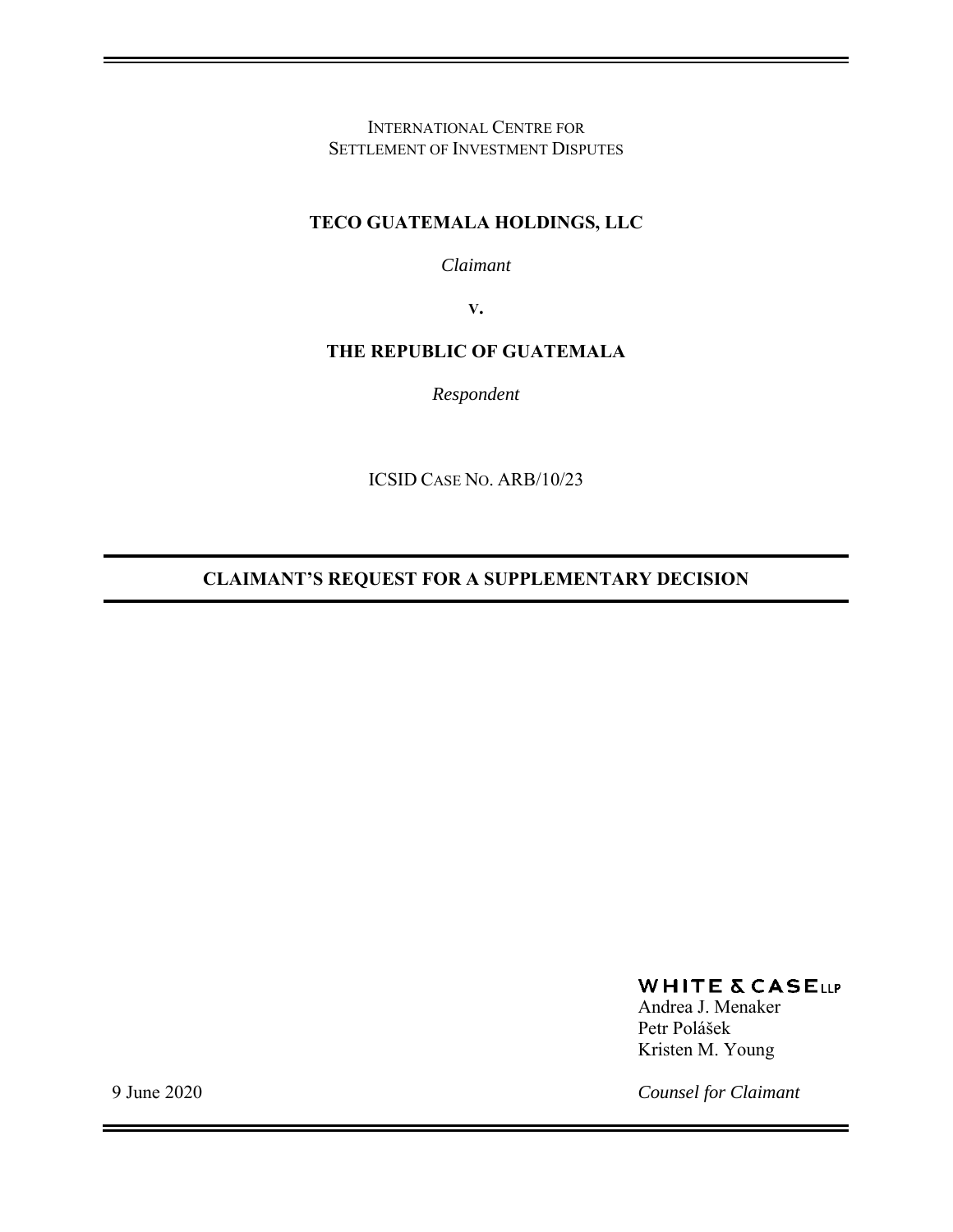INTERNATIONAL CENTRE FOR
SETTLEMENT OF INVESTMENT DISPUTES

**TECO GUATEMALA HOLDINGS, LLC**

*Claimant*

**v.**

**THE REPUBLIC OF GUATEMALA**

*Respondent*

ICSID CASE NO. ARB/10/23

# CLAIMANT'S REQUEST FOR A SUPPLEMENTARY DECISION

WHITE & CASE LLP
Andrea J. Menaker
Petr Polášek
Kristen M. Young

*Counsel for Claimant*

9 June 2020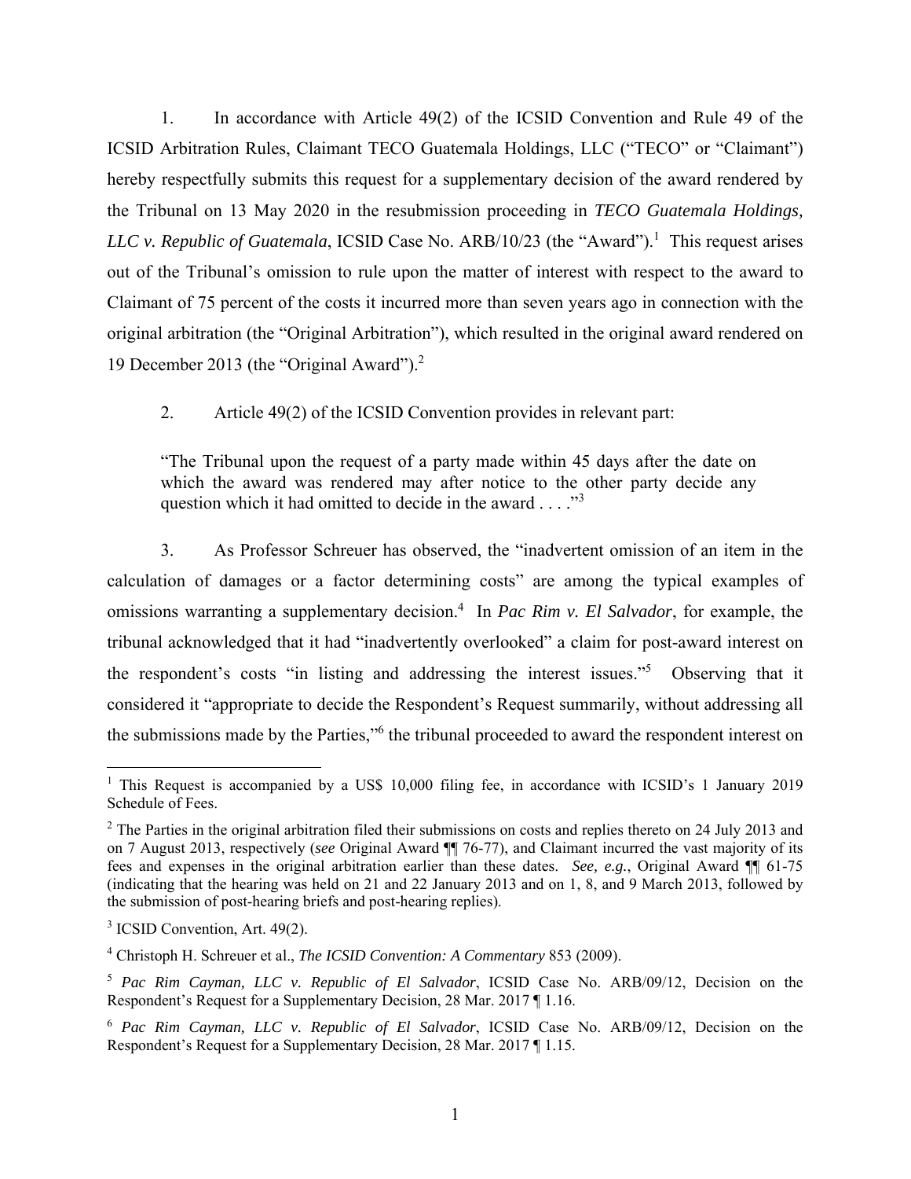1. In accordance with Article 49(2) of the ICSID Convention and Rule 49 of the ICSID Arbitration Rules, Claimant TECO Guatemala Holdings, LLC ("TECO" or "Claimant") hereby respectfully submits this request for a supplementary decision of the award rendered by the Tribunal on 13 May 2020 in the resubmission proceeding in *TECO Guatemala Holdings, LLC v. Republic of Guatemala*, ICSID Case No. ARB/10/23 (the "Award").[1] This request arises out of the Tribunal's omission to rule upon the matter of interest with respect to the award to Claimant of 75 percent of the costs it incurred more than seven years ago in connection with the original arbitration (the "Original Arbitration"), which resulted in the original award rendered on 19 December 2013 (the "Original Award").[2]

2. Article 49(2) of the ICSID Convention provides in relevant part:

> "The Tribunal upon the request of a party made within 45 days after the date on which the award was rendered may after notice to the other party decide any question which it had omitted to decide in the award . . . ."[3]

3. As Professor Schreuer has observed, the "inadvertent omission of an item in the calculation of damages or a factor determining costs" are among the typical examples of omissions warranting a supplementary decision.[4] In *Pac Rim v. El Salvador*, for example, the tribunal acknowledged that it had "inadvertently overlooked" a claim for post-award interest on the respondent's costs "in listing and addressing the interest issues."[5] Observing that it considered it "appropriate to decide the Respondent's Request summarily, without addressing all the submissions made by the Parties,"[6] the tribunal proceeded to award the respondent interest on

---

[1] This Request is accompanied by a US$ 10,000 filing fee, in accordance with ICSID's 1 January 2019 Schedule of Fees.

[2] The Parties in the original arbitration filed their submissions on costs and replies thereto on 24 July 2013 and on 7 August 2013, respectively (*see* Original Award ¶¶ 76-77), and Claimant incurred the vast majority of its fees and expenses in the original arbitration earlier than these dates. *See, e.g.*, Original Award ¶¶ 61-75 (indicating that the hearing was held on 21 and 22 January 2013 and on 1, 8, and 9 March 2013, followed by the submission of post-hearing briefs and post-hearing replies).

[3] ICSID Convention, Art. 49(2).

[4] Christoph H. Schreuer et al., *The ICSID Convention: A Commentary* 853 (2009).

[5] *Pac Rim Cayman, LLC v. Republic of El Salvador*, ICSID Case No. ARB/09/12, Decision on the Respondent's Request for a Supplementary Decision, 28 Mar. 2017 ¶ 1.16.

[6] *Pac Rim Cayman, LLC v. Republic of El Salvador*, ICSID Case No. ARB/09/12, Decision on the Respondent's Request for a Supplementary Decision, 28 Mar. 2017 ¶ 1.15.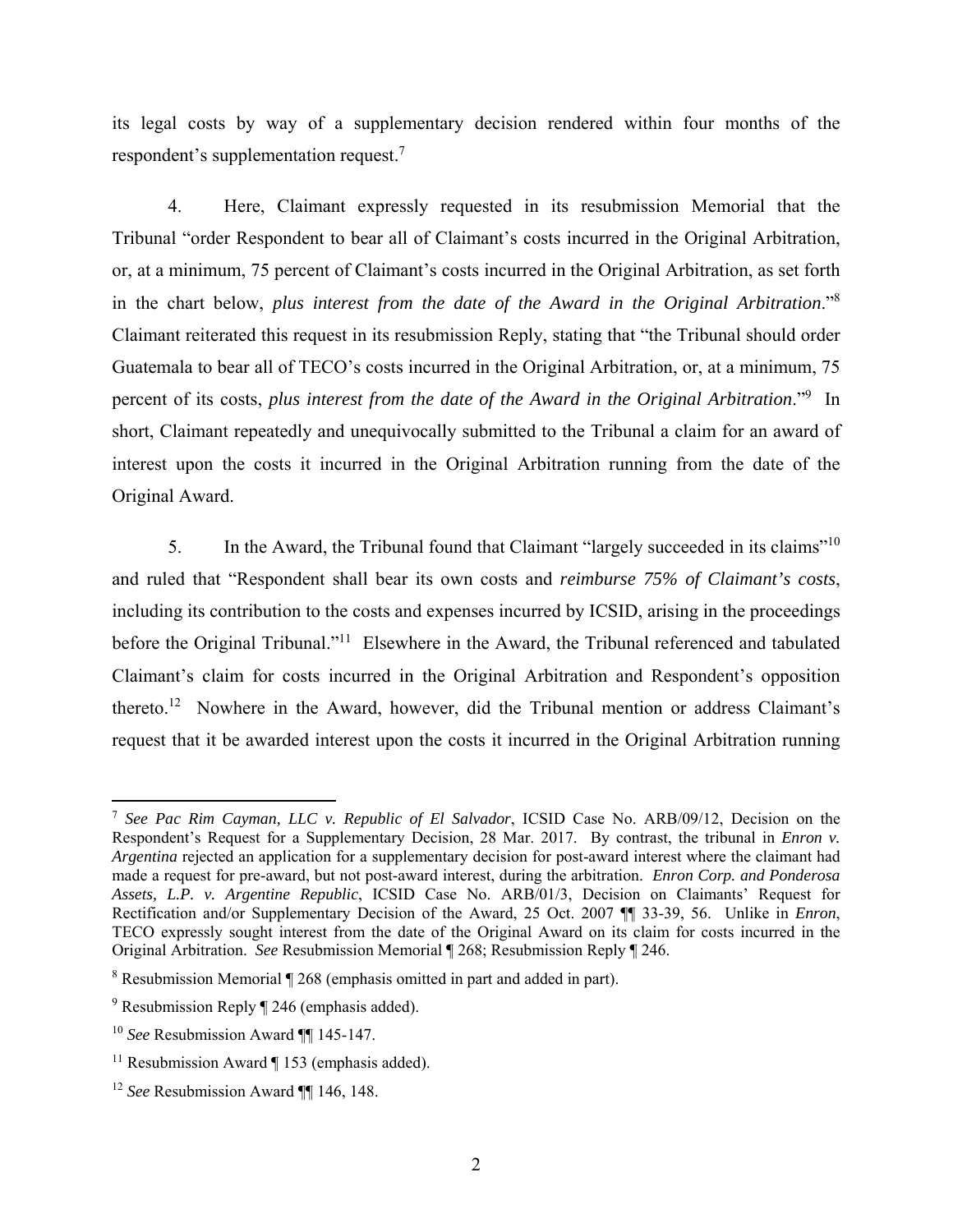its legal costs by way of a supplementary decision rendered within four months of the respondent's supplementation request.[7]

4. Here, Claimant expressly requested in its resubmission Memorial that the Tribunal "order Respondent to bear all of Claimant's costs incurred in the Original Arbitration, or, at a minimum, 75 percent of Claimant's costs incurred in the Original Arbitration, as set forth in the chart below, *plus interest from the date of the Award in the Original Arbitration*."[8] Claimant reiterated this request in its resubmission Reply, stating that "the Tribunal should order Guatemala to bear all of TECO's costs incurred in the Original Arbitration, or, at a minimum, 75 percent of its costs, *plus interest from the date of the Award in the Original Arbitration*."[9] In short, Claimant repeatedly and unequivocally submitted to the Tribunal a claim for an award of interest upon the costs it incurred in the Original Arbitration running from the date of the Original Award.

5. In the Award, the Tribunal found that Claimant "largely succeeded in its claims"[10] and ruled that "Respondent shall bear its own costs and *reimburse 75% of Claimant's costs*, including its contribution to the costs and expenses incurred by ICSID, arising in the proceedings before the Original Tribunal."[11] Elsewhere in the Award, the Tribunal referenced and tabulated Claimant's claim for costs incurred in the Original Arbitration and Respondent's opposition thereto.[12] Nowhere in the Award, however, did the Tribunal mention or address Claimant's request that it be awarded interest upon the costs it incurred in the Original Arbitration running

---

[7] *See Pac Rim Cayman, LLC v. Republic of El Salvador*, ICSID Case No. ARB/09/12, Decision on the Respondent's Request for a Supplementary Decision, 28 Mar. 2017. By contrast, the tribunal in *Enron v. Argentina* rejected an application for a supplementary decision for post-award interest where the claimant had made a request for pre-award, but not post-award interest, during the arbitration. *Enron Corp. and Ponderosa Assets, L.P. v. Argentine Republic*, ICSID Case No. ARB/01/3, Decision on Claimants' Request for Rectification and/or Supplementary Decision of the Award, 25 Oct. 2007 ¶¶ 33-39, 56. Unlike in *Enron*, TECO expressly sought interest from the date of the Original Award on its claim for costs incurred in the Original Arbitration. *See* Resubmission Memorial ¶ 268; Resubmission Reply ¶ 246.

[8] Resubmission Memorial ¶ 268 (emphasis omitted in part and added in part).

[9] Resubmission Reply ¶ 246 (emphasis added).

[10] *See* Resubmission Award ¶¶ 145-147.

[11] Resubmission Award ¶ 153 (emphasis added).

[12] *See* Resubmission Award ¶¶ 146, 148.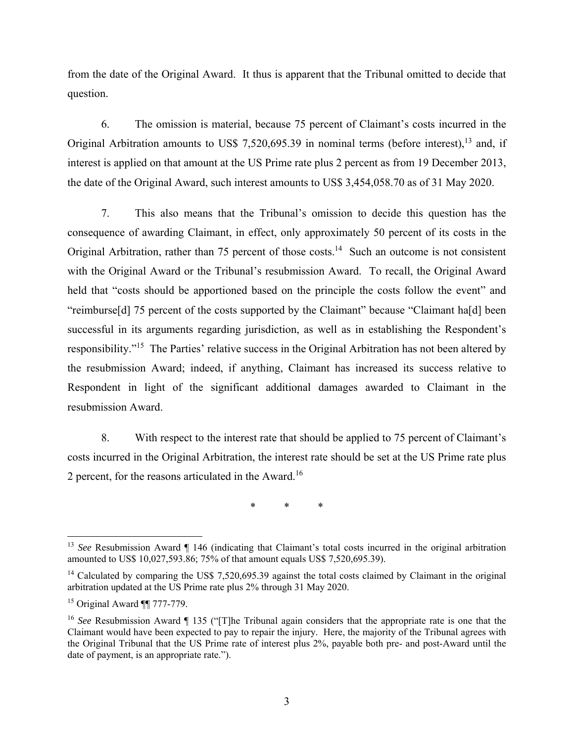from the date of the Original Award. It thus is apparent that the Tribunal omitted to decide that question.

6. The omission is material, because 75 percent of Claimant's costs incurred in the Original Arbitration amounts to US$ 7,520,695.39 in nominal terms (before interest),[13] and, if interest is applied on that amount at the US Prime rate plus 2 percent as from 19 December 2013, the date of the Original Award, such interest amounts to US$ 3,454,058.70 as of 31 May 2020.

7. This also means that the Tribunal's omission to decide this question has the consequence of awarding Claimant, in effect, only approximately 50 percent of its costs in the Original Arbitration, rather than 75 percent of those costs.[14] Such an outcome is not consistent with the Original Award or the Tribunal's resubmission Award. To recall, the Original Award held that "costs should be apportioned based on the principle the costs follow the event" and "reimburse[d] 75 percent of the costs supported by the Claimant" because "Claimant ha[d] been successful in its arguments regarding jurisdiction, as well as in establishing the Respondent's responsibility."[15] The Parties' relative success in the Original Arbitration has not been altered by the resubmission Award; indeed, if anything, Claimant has increased its success relative to Respondent in light of the significant additional damages awarded to Claimant in the resubmission Award.

8. With respect to the interest rate that should be applied to 75 percent of Claimant's costs incurred in the Original Arbitration, the interest rate should be set at the US Prime rate plus 2 percent, for the reasons articulated in the Award.[16]

\* \* \*

---

[13] *See* Resubmission Award ¶ 146 (indicating that Claimant's total costs incurred in the original arbitration amounted to US$ 10,027,593.86; 75% of that amount equals US$ 7,520,695.39).

[14] Calculated by comparing the US$ 7,520,695.39 against the total costs claimed by Claimant in the original arbitration updated at the US Prime rate plus 2% through 31 May 2020.

[15] Original Award ¶¶ 777-779.

[16] *See* Resubmission Award ¶ 135 ("[T]he Tribunal again considers that the appropriate rate is one that the Claimant would have been expected to pay to repair the injury. Here, the majority of the Tribunal agrees with the Original Tribunal that the US Prime rate of interest plus 2%, payable both pre- and post-Award until the date of payment, is an appropriate rate.").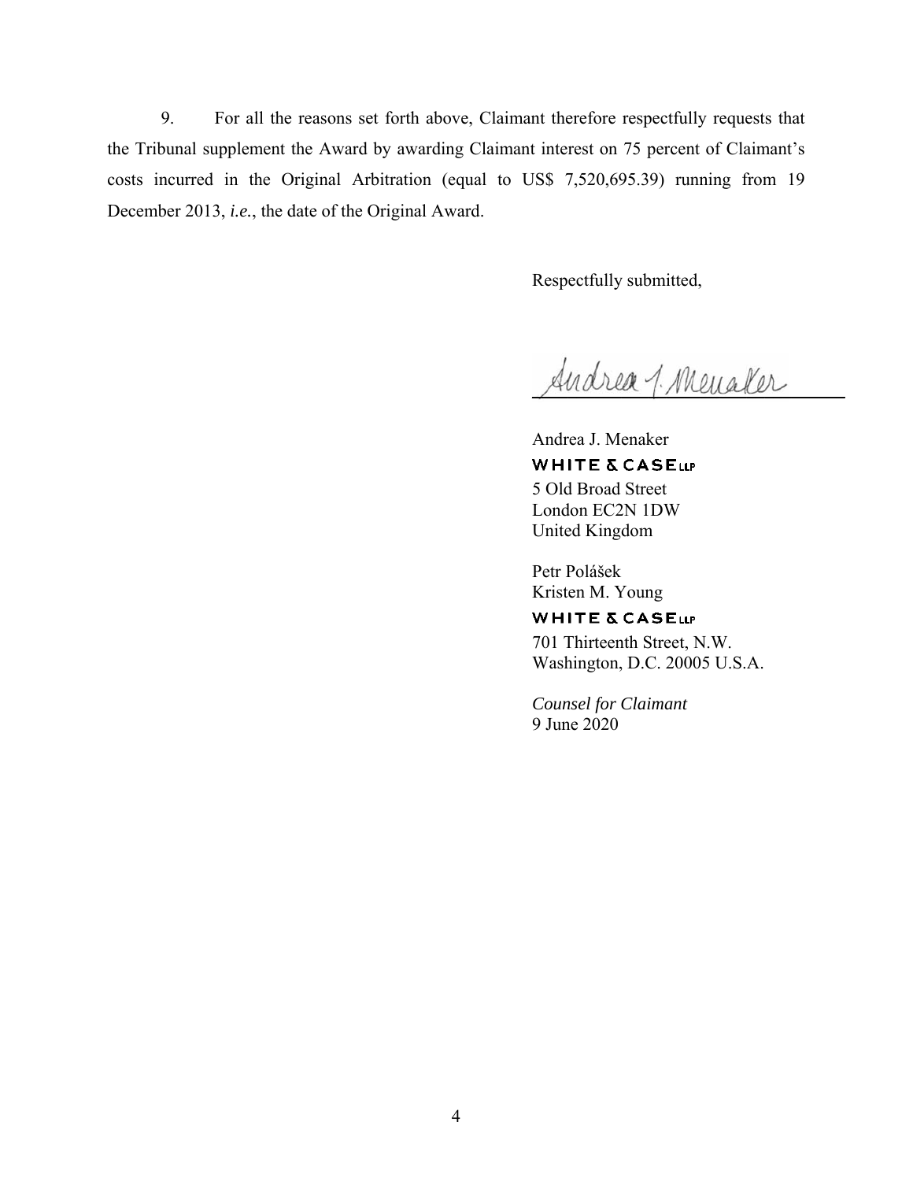9. For all the reasons set forth above, Claimant therefore respectfully requests that the Tribunal supplement the Award by awarding Claimant interest on 75 percent of Claimant's costs incurred in the Original Arbitration (equal to US$ 7,520,695.39) running from 19 December 2013, *i.e.*, the date of the Original Award.

Respectfully submitted,

Andrea J. Menaker

Andrea J. Menaker
WHITE & CASE LLP
5 Old Broad Street
London EC2N 1DW
United Kingdom

Petr Polášek
Kristen M. Young
WHITE & CASE LLP
701 Thirteenth Street, N.W.
Washington, D.C. 20005 U.S.A.

*Counsel for Claimant*
9 June 2020